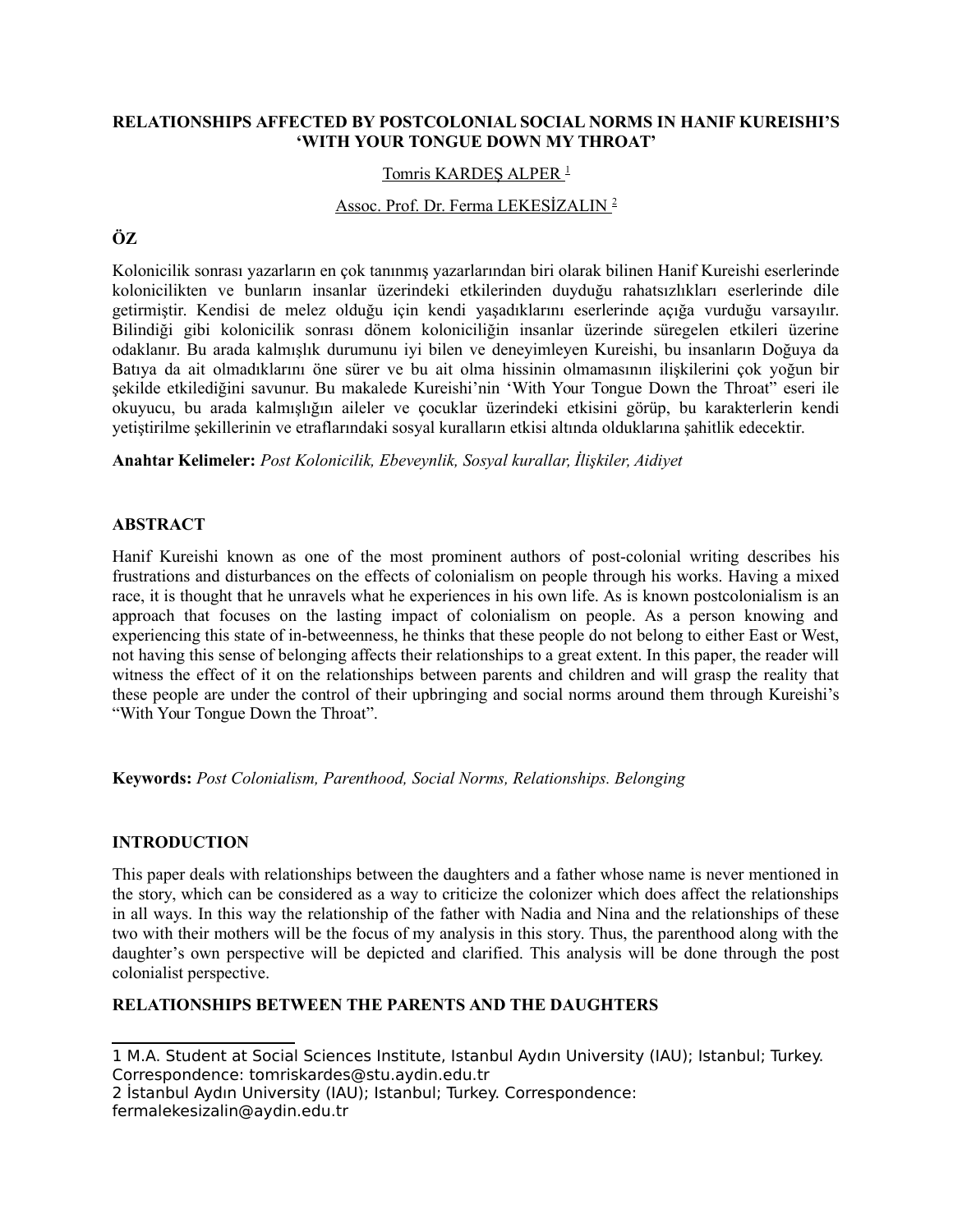# RELATIONSHIPS AFFECTED BY POSTCOLONIAL SOCIAL NORMS IN HANIF KUREISHI'S 'WITH YOUR TONGUE DOWN MY THROAT'

Tomris KARDEŞ ALPER [1]

Assoc. Prof. Dr. Ferma LEKESİZALIN [2]

## ÖZ

Kolonicilik sonrası yazarların en çok tanınmış yazarlarından biri olarak bilinen Hanif Kureishi eserlerinde kolonicilikten ve bunların insanlar üzerindeki etkilerinden duyduğu rahatsızlıkları eserlerinde dile getirmiştir. Kendisi de melez olduğu için kendi yaşadıklarını eserlerinde açığa vurduğu varsayılır. Bilindiği gibi kolonicilik sonrası dönem koloniciliğin insanlar üzerinde süregelen etkileri üzerine odaklanır. Bu arada kalmışlık durumunu iyi bilen ve deneyimleyen Kureishi, bu insanların Doğuya da Batıya da ait olmadıklarını öne sürer ve bu ait olma hissinin olmamasının ilişkilerini çok yoğun bir şekilde etkilediğini savunur. Bu makalede Kureishi'nin 'With Your Tongue Down the Throat" eseri ile okuyucu, bu arada kalmışlığın aileler ve çocuklar üzerindeki etkisini görüp, bu karakterlerin kendi yetiştirilme şekillerinin ve etraflarındaki sosyal kuralların etkisi altında olduklarına şahitlik edecektir.

**Anahtar Kelimeler:** *Post Kolonicilik, Ebeveynlik, Sosyal kurallar, İlişkiler, Aidiyet*

## ABSTRACT

Hanif Kureishi known as one of the most prominent authors of post-colonial writing describes his frustrations and disturbances on the effects of colonialism on people through his works. Having a mixed race, it is thought that he unravels what he experiences in his own life. As is known postcolonialism is an approach that focuses on the lasting impact of colonialism on people. As a person knowing and experiencing this state of in-betweenness, he thinks that these people do not belong to either East or West, not having this sense of belonging affects their relationships to a great extent. In this paper, the reader will witness the effect of it on the relationships between parents and children and will grasp the reality that these people are under the control of their upbringing and social norms around them through Kureishi's "With Your Tongue Down the Throat".

**Keywords:** *Post Colonialism, Parenthood, Social Norms, Relationships. Belonging*

## INTRODUCTION

This paper deals with relationships between the daughters and a father whose name is never mentioned in the story, which can be considered as a way to criticize the colonizer which does affect the relationships in all ways. In this way the relationship of the father with Nadia and Nina and the relationships of these two with their mothers will be the focus of my analysis in this story. Thus, the parenthood along with the daughter's own perspective will be depicted and clarified. This analysis will be done through the post colonialist perspective.

## RELATIONSHIPS BETWEEN THE PARENTS AND THE DAUGHTERS

---

1 M.A. Student at Social Sciences Institute, Istanbul Aydın University (IAU); Istanbul; Turkey. Correspondence: tomriskardes@stu.aydin.edu.tr

2 İstanbul Aydın University (IAU); Istanbul; Turkey. Correspondence: fermalekesizalin@aydin.edu.tr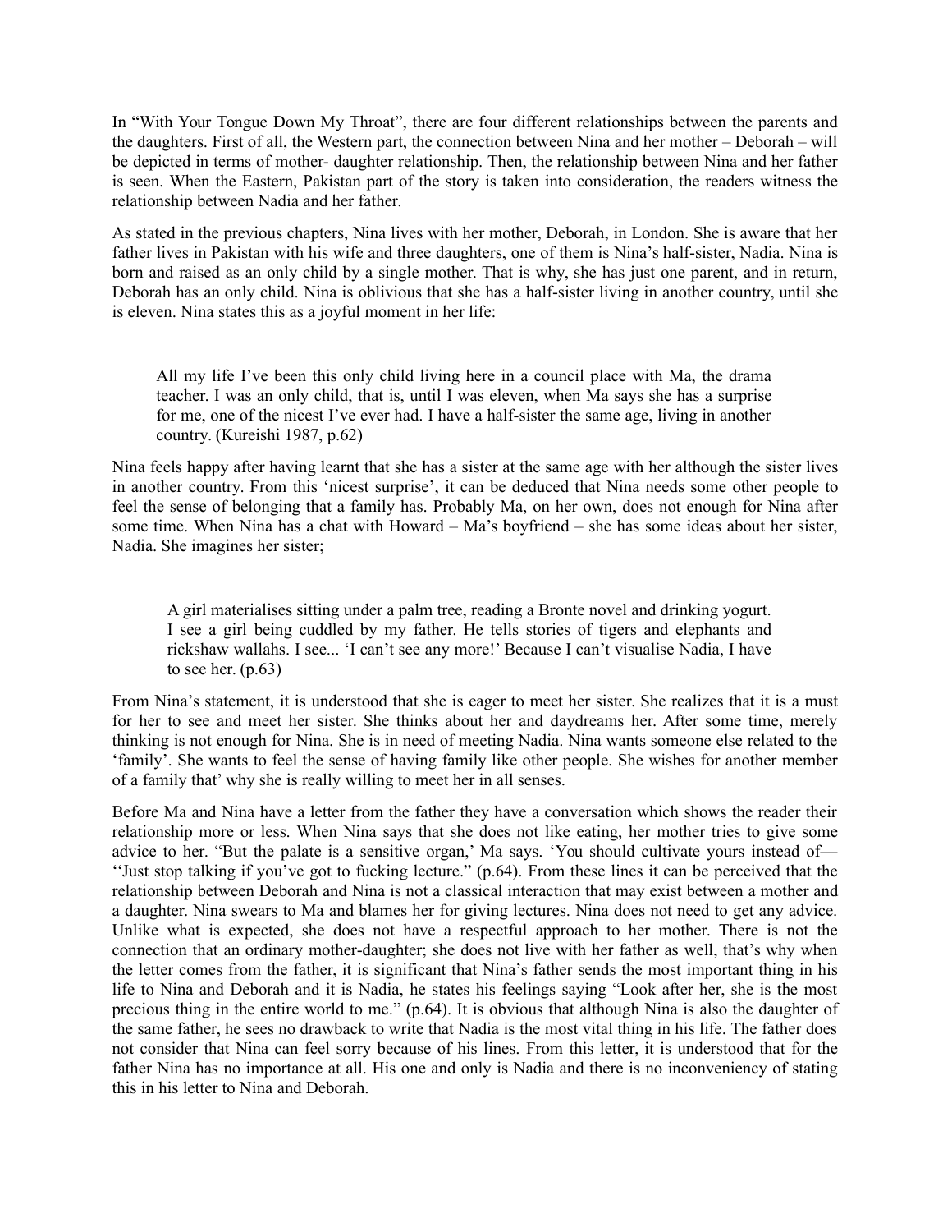In "With Your Tongue Down My Throat", there are four different relationships between the parents and the daughters. First of all, the Western part, the connection between Nina and her mother – Deborah – will be depicted in terms of mother- daughter relationship. Then, the relationship between Nina and her father is seen. When the Eastern, Pakistan part of the story is taken into consideration, the readers witness the relationship between Nadia and her father.

As stated in the previous chapters, Nina lives with her mother, Deborah, in London. She is aware that her father lives in Pakistan with his wife and three daughters, one of them is Nina's half-sister, Nadia. Nina is born and raised as an only child by a single mother. That is why, she has just one parent, and in return, Deborah has an only child. Nina is oblivious that she has a half-sister living in another country, until she is eleven. Nina states this as a joyful moment in her life:

> All my life I've been this only child living here in a council place with Ma, the drama teacher. I was an only child, that is, until I was eleven, when Ma says she has a surprise for me, one of the nicest I've ever had. I have a half-sister the same age, living in another country. (Kureishi 1987, p.62)

Nina feels happy after having learnt that she has a sister at the same age with her although the sister lives in another country. From this 'nicest surprise', it can be deduced that Nina needs some other people to feel the sense of belonging that a family has. Probably Ma, on her own, does not enough for Nina after some time. When Nina has a chat with Howard – Ma's boyfriend – she has some ideas about her sister, Nadia. She imagines her sister;

> A girl materialises sitting under a palm tree, reading a Bronte novel and drinking yogurt. I see a girl being cuddled by my father. He tells stories of tigers and elephants and rickshaw wallahs. I see... 'I can't see any more!' Because I can't visualise Nadia, I have to see her. (p.63)

From Nina's statement, it is understood that she is eager to meet her sister. She realizes that it is a must for her to see and meet her sister. She thinks about her and daydreams her. After some time, merely thinking is not enough for Nina. She is in need of meeting Nadia. Nina wants someone else related to the 'family'. She wants to feel the sense of having family like other people. She wishes for another member of a family that' why she is really willing to meet her in all senses.

Before Ma and Nina have a letter from the father they have a conversation which shows the reader their relationship more or less. When Nina says that she does not like eating, her mother tries to give some advice to her. "But the palate is a sensitive organ,' Ma says. 'You should cultivate yours instead of— ''Just stop talking if you've got to fucking lecture." (p.64). From these lines it can be perceived that the relationship between Deborah and Nina is not a classical interaction that may exist between a mother and a daughter. Nina swears to Ma and blames her for giving lectures. Nina does not need to get any advice. Unlike what is expected, she does not have a respectful approach to her mother. There is not the connection that an ordinary mother-daughter; she does not live with her father as well, that's why when the letter comes from the father, it is significant that Nina's father sends the most important thing in his life to Nina and Deborah and it is Nadia, he states his feelings saying "Look after her, she is the most precious thing in the entire world to me." (p.64). It is obvious that although Nina is also the daughter of the same father, he sees no drawback to write that Nadia is the most vital thing in his life. The father does not consider that Nina can feel sorry because of his lines. From this letter, it is understood that for the father Nina has no importance at all. His one and only is Nadia and there is no inconveniency of stating this in his letter to Nina and Deborah.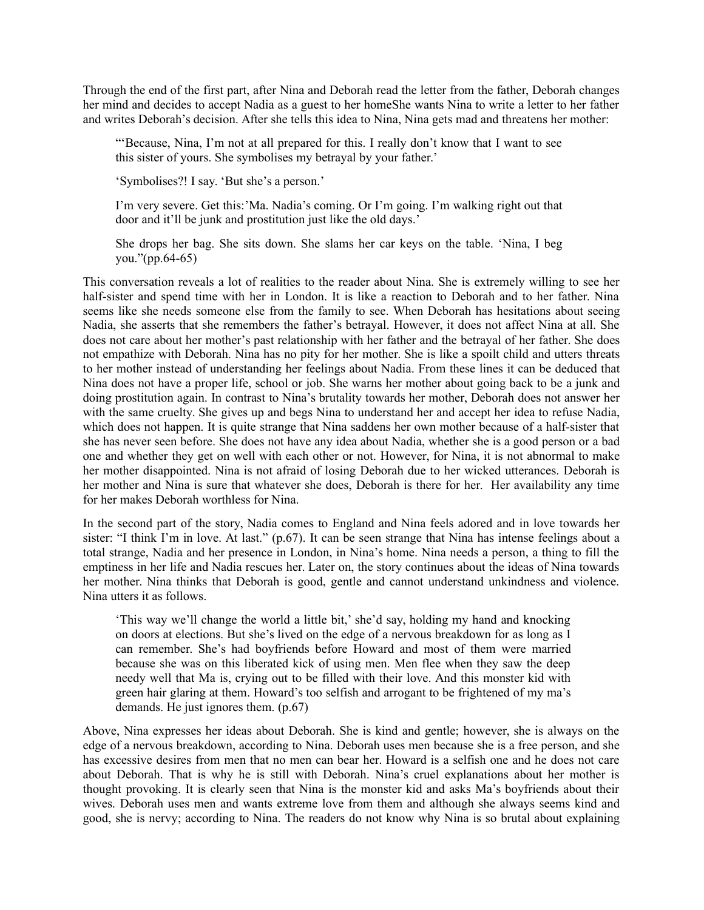Through the end of the first part, after Nina and Deborah read the letter from the father, Deborah changes her mind and decides to accept Nadia as a guest to her homeShe wants Nina to write a letter to her father and writes Deborah's decision. After she tells this idea to Nina, Nina gets mad and threatens her mother:

> "'Because, Nina, I'm not at all prepared for this. I really don't know that I want to see this sister of yours. She symbolises my betrayal by your father.'
>
> 'Symbolises?! I say. 'But she's a person.'
>
> I'm very severe. Get this:'Ma. Nadia's coming. Or I'm going. I'm walking right out that door and it'll be junk and prostitution just like the old days.'
>
> She drops her bag. She sits down. She slams her car keys on the table. 'Nina, I beg you."(pp.64-65)

This conversation reveals a lot of realities to the reader about Nina. She is extremely willing to see her half-sister and spend time with her in London. It is like a reaction to Deborah and to her father. Nina seems like she needs someone else from the family to see. When Deborah has hesitations about seeing Nadia, she asserts that she remembers the father's betrayal. However, it does not affect Nina at all. She does not care about her mother's past relationship with her father and the betrayal of her father. She does not empathize with Deborah. Nina has no pity for her mother. She is like a spoilt child and utters threats to her mother instead of understanding her feelings about Nadia. From these lines it can be deduced that Nina does not have a proper life, school or job. She warns her mother about going back to be a junk and doing prostitution again. In contrast to Nina's brutality towards her mother, Deborah does not answer her with the same cruelty. She gives up and begs Nina to understand her and accept her idea to refuse Nadia, which does not happen. It is quite strange that Nina saddens her own mother because of a half-sister that she has never seen before. She does not have any idea about Nadia, whether she is a good person or a bad one and whether they get on well with each other or not. However, for Nina, it is not abnormal to make her mother disappointed. Nina is not afraid of losing Deborah due to her wicked utterances. Deborah is her mother and Nina is sure that whatever she does, Deborah is there for her. Her availability any time for her makes Deborah worthless for Nina.

In the second part of the story, Nadia comes to England and Nina feels adored and in love towards her sister: "I think I'm in love. At last." (p.67). It can be seen strange that Nina has intense feelings about a total strange, Nadia and her presence in London, in Nina's home. Nina needs a person, a thing to fill the emptiness in her life and Nadia rescues her. Later on, the story continues about the ideas of Nina towards her mother. Nina thinks that Deborah is good, gentle and cannot understand unkindness and violence. Nina utters it as follows.

> 'This way we'll change the world a little bit,' she'd say, holding my hand and knocking on doors at elections. But she's lived on the edge of a nervous breakdown for as long as I can remember. She's had boyfriends before Howard and most of them were married because she was on this liberated kick of using men. Men flee when they saw the deep needy well that Ma is, crying out to be filled with their love. And this monster kid with green hair glaring at them. Howard's too selfish and arrogant to be frightened of my ma's demands. He just ignores them. (p.67)

Above, Nina expresses her ideas about Deborah. She is kind and gentle; however, she is always on the edge of a nervous breakdown, according to Nina. Deborah uses men because she is a free person, and she has excessive desires from men that no men can bear her. Howard is a selfish one and he does not care about Deborah. That is why he is still with Deborah. Nina's cruel explanations about her mother is thought provoking. It is clearly seen that Nina is the monster kid and asks Ma's boyfriends about their wives. Deborah uses men and wants extreme love from them and although she always seems kind and good, she is nervy; according to Nina. The readers do not know why Nina is so brutal about explaining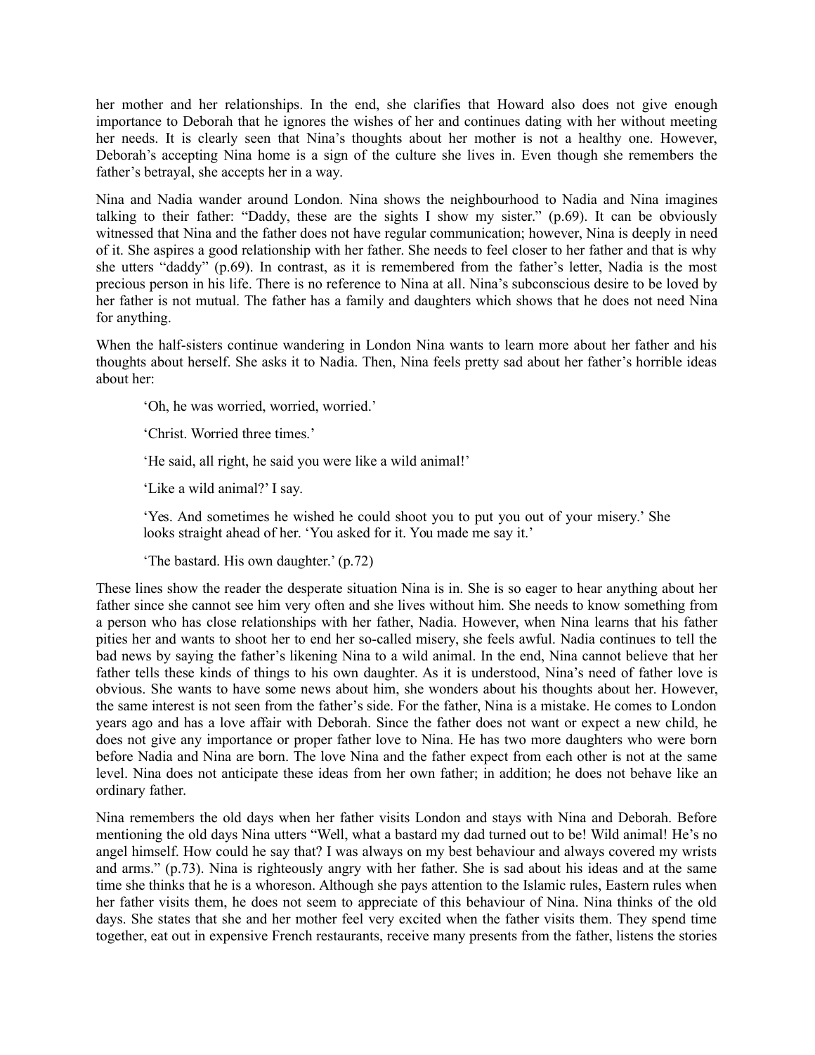her mother and her relationships. In the end, she clarifies that Howard also does not give enough importance to Deborah that he ignores the wishes of her and continues dating with her without meeting her needs. It is clearly seen that Nina's thoughts about her mother is not a healthy one. However, Deborah's accepting Nina home is a sign of the culture she lives in. Even though she remembers the father's betrayal, she accepts her in a way.

Nina and Nadia wander around London. Nina shows the neighbourhood to Nadia and Nina imagines talking to their father: "Daddy, these are the sights I show my sister." (p.69). It can be obviously witnessed that Nina and the father does not have regular communication; however, Nina is deeply in need of it. She aspires a good relationship with her father. She needs to feel closer to her father and that is why she utters "daddy" (p.69). In contrast, as it is remembered from the father's letter, Nadia is the most precious person in his life. There is no reference to Nina at all. Nina's subconscious desire to be loved by her father is not mutual. The father has a family and daughters which shows that he does not need Nina for anything.

When the half-sisters continue wandering in London Nina wants to learn more about her father and his thoughts about herself. She asks it to Nadia. Then, Nina feels pretty sad about her father's horrible ideas about her:

> 'Oh, he was worried, worried, worried.'
>
> 'Christ. Worried three times.'
>
> 'He said, all right, he said you were like a wild animal!'
>
> 'Like a wild animal?' I say.
>
> 'Yes. And sometimes he wished he could shoot you to put you out of your misery.' She looks straight ahead of her. 'You asked for it. You made me say it.'
>
> 'The bastard. His own daughter.' (p.72)

These lines show the reader the desperate situation Nina is in. She is so eager to hear anything about her father since she cannot see him very often and she lives without him. She needs to know something from a person who has close relationships with her father, Nadia. However, when Nina learns that his father pities her and wants to shoot her to end her so-called misery, she feels awful. Nadia continues to tell the bad news by saying the father's likening Nina to a wild animal. In the end, Nina cannot believe that her father tells these kinds of things to his own daughter. As it is understood, Nina's need of father love is obvious. She wants to have some news about him, she wonders about his thoughts about her. However, the same interest is not seen from the father's side. For the father, Nina is a mistake. He comes to London years ago and has a love affair with Deborah. Since the father does not want or expect a new child, he does not give any importance or proper father love to Nina. He has two more daughters who were born before Nadia and Nina are born. The love Nina and the father expect from each other is not at the same level. Nina does not anticipate these ideas from her own father; in addition; he does not behave like an ordinary father.

Nina remembers the old days when her father visits London and stays with Nina and Deborah. Before mentioning the old days Nina utters "Well, what a bastard my dad turned out to be! Wild animal! He's no angel himself. How could he say that? I was always on my best behaviour and always covered my wrists and arms." (p.73). Nina is righteously angry with her father. She is sad about his ideas and at the same time she thinks that he is a whoreson. Although she pays attention to the Islamic rules, Eastern rules when her father visits them, he does not seem to appreciate of this behaviour of Nina. Nina thinks of the old days. She states that she and her mother feel very excited when the father visits them. They spend time together, eat out in expensive French restaurants, receive many presents from the father, listens the stories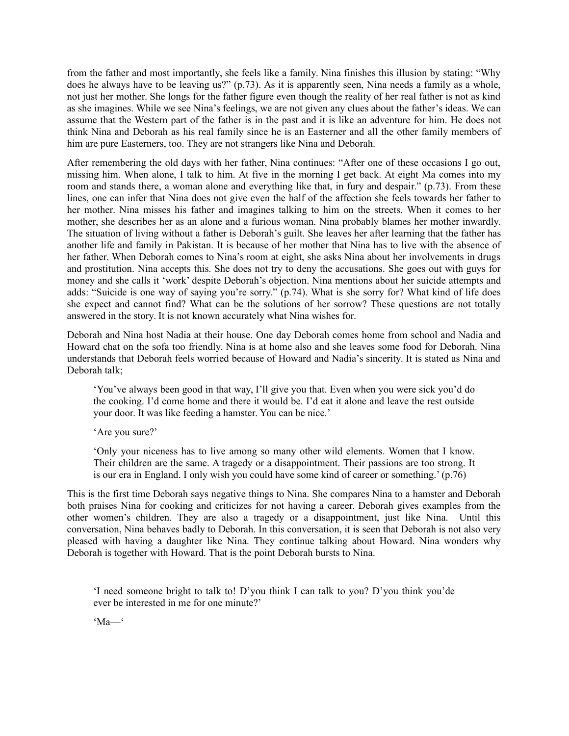from the father and most importantly, she feels like a family. Nina finishes this illusion by stating: “Why does he always have to be leaving us?” (p.73). As it is apparently seen, Nina needs a family as a whole, not just her mother. She longs for the father figure even though the reality of her real father is not as kind as she imagines. While we see Nina’s feelings, we are not given any clues about the father’s ideas. We can assume that the Western part of the father is in the past and it is like an adventure for him. He does not think Nina and Deborah as his real family since he is an Easterner and all the other family members of him are pure Easterners, too. They are not strangers like Nina and Deborah.

After remembering the old days with her father, Nina continues: “After one of these occasions I go out, missing him. When alone, I talk to him. At five in the morning I get back. At eight Ma comes into my room and stands there, a woman alone and everything like that, in fury and despair.” (p.73). From these lines, one can infer that Nina does not give even the half of the affection she feels towards her father to her mother. Nina misses his father and imagines talking to him on the streets. When it comes to her mother, she describes her as an alone and a furious woman. Nina probably blames her mother inwardly. The situation of living without a father is Deborah’s guilt. She leaves her after learning that the father has another life and family in Pakistan. It is because of her mother that Nina has to live with the absence of her father. When Deborah comes to Nina’s room at eight, she asks Nina about her involvements in drugs and prostitution. Nina accepts this. She does not try to deny the accusations. She goes out with guys for money and she calls it ‘work’ despite Deborah’s objection. Nina mentions about her suicide attempts and adds: “Suicide is one way of saying you’re sorry.” (p.74). What is she sorry for? What kind of life does she expect and cannot find? What can be the solutions of her sorrow? These questions are not totally answered in the story. It is not known accurately what Nina wishes for.

Deborah and Nina host Nadia at their house. One day Deborah comes home from school and Nadia and Howard chat on the sofa too friendly. Nina is at home also and she leaves some food for Deborah. Nina understands that Deborah feels worried because of Howard and Nadia’s sincerity. It is stated as Nina and Deborah talk;

> ‘You’ve always been good in that way, I’ll give you that. Even when you were sick you’d do the cooking. I’d come home and there it would be. I’d eat it alone and leave the rest outside your door. It was like feeding a hamster. You can be nice.’
>
> ‘Are you sure?’
>
> ‘Only your niceness has to live among so many other wild elements. Women that I know. Their children are the same. A tragedy or a disappointment. Their passions are too strong. It is our era in England. I only wish you could have some kind of career or something.’ (p.76)

This is the first time Deborah says negative things to Nina. She compares Nina to a hamster and Deborah both praises Nina for cooking and criticizes for not having a career. Deborah gives examples from the other women’s children. They are also a tragedy or a disappointment, just like Nina. Until this conversation, Nina behaves badly to Deborah. In this conversation, it is seen that Deborah is not also very pleased with having a daughter like Nina. They continue talking about Howard. Nina wonders why Deborah is together with Howard. That is the point Deborah bursts to Nina.

> ‘I need someone bright to talk to! D’you think I can talk to you? D’you think you’de ever be interested in me for one minute?’
>
> ‘Ma—‘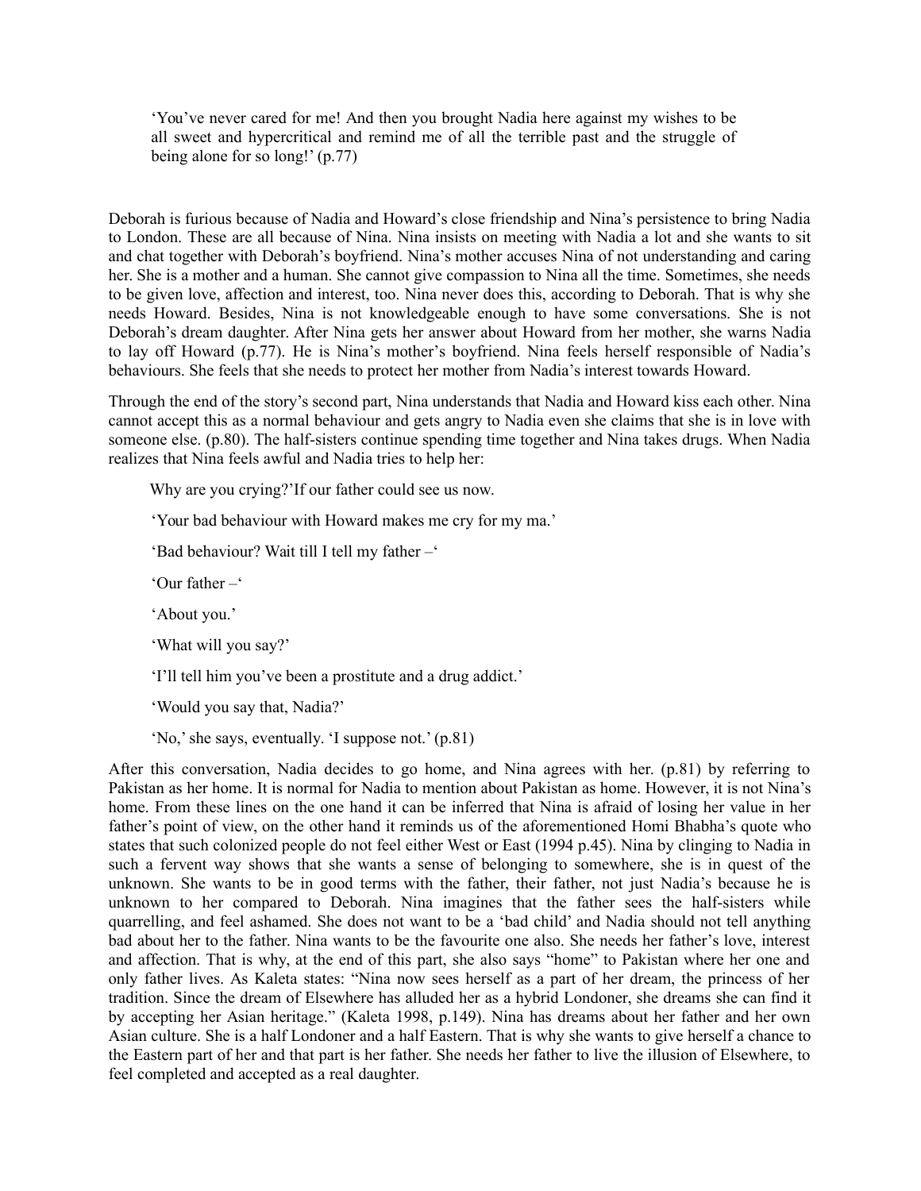> 'You've never cared for me! And then you brought Nadia here against my wishes to be all sweet and hypercritical and remind me of all the terrible past and the struggle of being alone for so long!' (p.77)

Deborah is furious because of Nadia and Howard's close friendship and Nina's persistence to bring Nadia to London. These are all because of Nina. Nina insists on meeting with Nadia a lot and she wants to sit and chat together with Deborah's boyfriend. Nina's mother accuses Nina of not understanding and caring her. She is a mother and a human. She cannot give compassion to Nina all the time. Sometimes, she needs to be given love, affection and interest, too. Nina never does this, according to Deborah. That is why she needs Howard. Besides, Nina is not knowledgeable enough to have some conversations. She is not Deborah's dream daughter. After Nina gets her answer about Howard from her mother, she warns Nadia to lay off Howard (p.77). He is Nina's mother's boyfriend. Nina feels herself responsible of Nadia's behaviours. She feels that she needs to protect her mother from Nadia's interest towards Howard.

Through the end of the story's second part, Nina understands that Nadia and Howard kiss each other. Nina cannot accept this as a normal behaviour and gets angry to Nadia even she claims that she is in love with someone else. (p.80). The half-sisters continue spending time together and Nina takes drugs. When Nadia realizes that Nina feels awful and Nadia tries to help her:

> Why are you crying?'If our father could see us now.
>
> 'Your bad behaviour with Howard makes me cry for my ma.'
>
> 'Bad behaviour? Wait till I tell my father –'
>
> 'Our father –'
>
> 'About you.'
>
> 'What will you say?'
>
> 'I'll tell him you've been a prostitute and a drug addict.'
>
> 'Would you say that, Nadia?'
>
> 'No,' she says, eventually. 'I suppose not.' (p.81)

After this conversation, Nadia decides to go home, and Nina agrees with her. (p.81) by referring to Pakistan as her home. It is normal for Nadia to mention about Pakistan as home. However, it is not Nina's home. From these lines on the one hand it can be inferred that Nina is afraid of losing her value in her father's point of view, on the other hand it reminds us of the aforementioned Homi Bhabha's quote who states that such colonized people do not feel either West or East (1994 p.45). Nina by clinging to Nadia in such a fervent way shows that she wants a sense of belonging to somewhere, she is in quest of the unknown. She wants to be in good terms with the father, their father, not just Nadia's because he is unknown to her compared to Deborah. Nina imagines that the father sees the half-sisters while quarrelling, and feel ashamed. She does not want to be a 'bad child' and Nadia should not tell anything bad about her to the father. Nina wants to be the favourite one also. She needs her father's love, interest and affection. That is why, at the end of this part, she also says "home" to Pakistan where her one and only father lives. As Kaleta states: "Nina now sees herself as a part of her dream, the princess of her tradition. Since the dream of Elsewhere has alluded her as a hybrid Londoner, she dreams she can find it by accepting her Asian heritage." (Kaleta 1998, p.149). Nina has dreams about her father and her own Asian culture. She is a half Londoner and a half Eastern. That is why she wants to give herself a chance to the Eastern part of her and that part is her father. She needs her father to live the illusion of Elsewhere, to feel completed and accepted as a real daughter.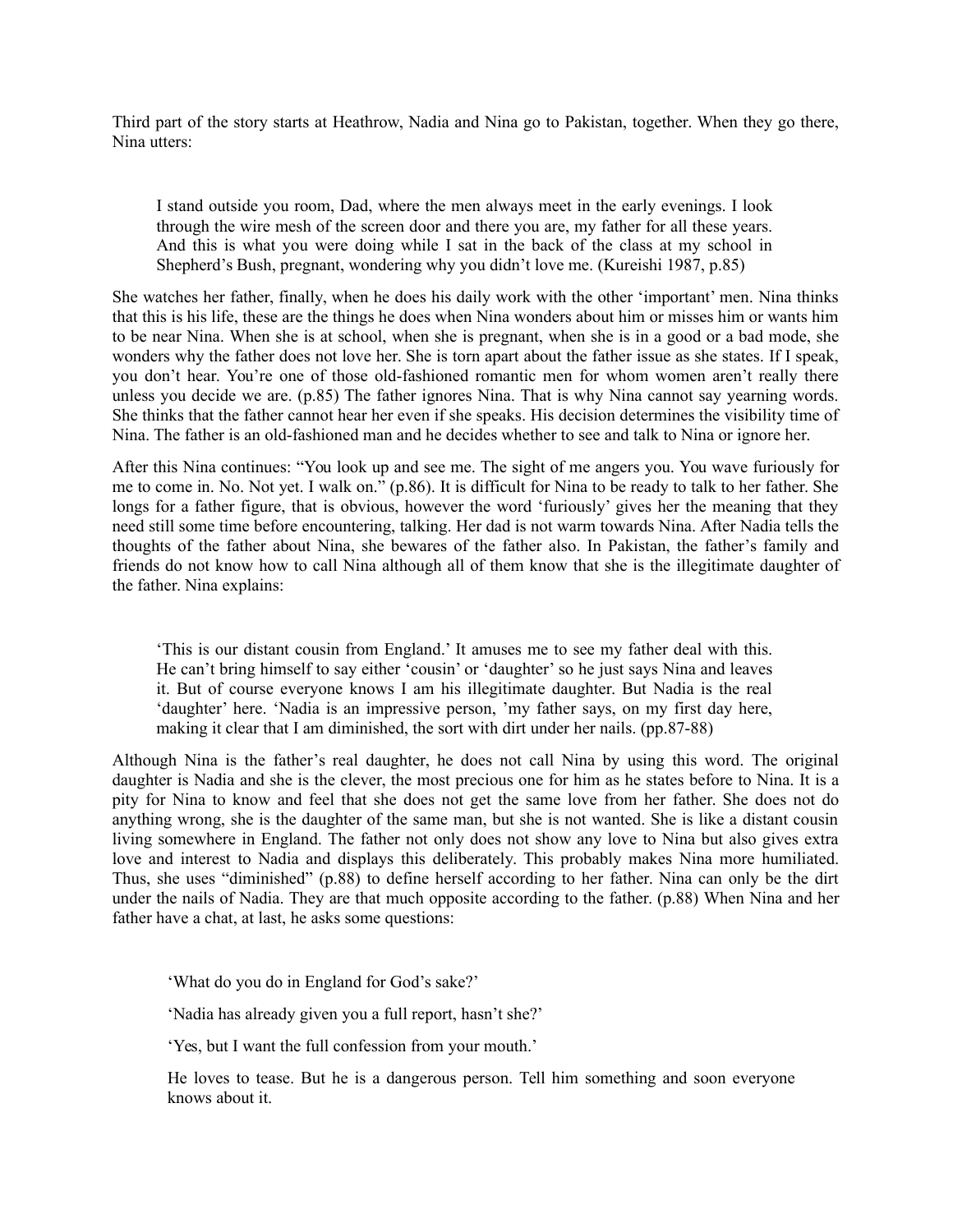Third part of the story starts at Heathrow, Nadia and Nina go to Pakistan, together. When they go there, Nina utters:

> I stand outside you room, Dad, where the men always meet in the early evenings. I look through the wire mesh of the screen door and there you are, my father for all these years. And this is what you were doing while I sat in the back of the class at my school in Shepherd's Bush, pregnant, wondering why you didn't love me. (Kureishi 1987, p.85)

She watches her father, finally, when he does his daily work with the other 'important' men. Nina thinks that this is his life, these are the things he does when Nina wonders about him or misses him or wants him to be near Nina. When she is at school, when she is pregnant, when she is in a good or a bad mode, she wonders why the father does not love her. She is torn apart about the father issue as she states. If I speak, you don't hear. You're one of those old-fashioned romantic men for whom women aren't really there unless you decide we are. (p.85) The father ignores Nina. That is why Nina cannot say yearning words. She thinks that the father cannot hear her even if she speaks. His decision determines the visibility time of Nina. The father is an old-fashioned man and he decides whether to see and talk to Nina or ignore her.

After this Nina continues: "You look up and see me. The sight of me angers you. You wave furiously for me to come in. No. Not yet. I walk on." (p.86). It is difficult for Nina to be ready to talk to her father. She longs for a father figure, that is obvious, however the word 'furiously' gives her the meaning that they need still some time before encountering, talking. Her dad is not warm towards Nina. After Nadia tells the thoughts of the father about Nina, she bewares of the father also. In Pakistan, the father's family and friends do not know how to call Nina although all of them know that she is the illegitimate daughter of the father. Nina explains:

> 'This is our distant cousin from England.' It amuses me to see my father deal with this. He can't bring himself to say either 'cousin' or 'daughter' so he just says Nina and leaves it. But of course everyone knows I am his illegitimate daughter. But Nadia is the real 'daughter' here. 'Nadia is an impressive person, 'my father says, on my first day here, making it clear that I am diminished, the sort with dirt under her nails. (pp.87-88)

Although Nina is the father's real daughter, he does not call Nina by using this word. The original daughter is Nadia and she is the clever, the most precious one for him as he states before to Nina. It is a pity for Nina to know and feel that she does not get the same love from her father. She does not do anything wrong, she is the daughter of the same man, but she is not wanted. She is like a distant cousin living somewhere in England. The father not only does not show any love to Nina but also gives extra love and interest to Nadia and displays this deliberately. This probably makes Nina more humiliated. Thus, she uses "diminished" (p.88) to define herself according to her father. Nina can only be the dirt under the nails of Nadia. They are that much opposite according to the father. (p.88) When Nina and her father have a chat, at last, he asks some questions:

> 'What do you do in England for God's sake?'
>
> 'Nadia has already given you a full report, hasn't she?'
>
> 'Yes, but I want the full confession from your mouth.'
>
> He loves to tease. But he is a dangerous person. Tell him something and soon everyone knows about it.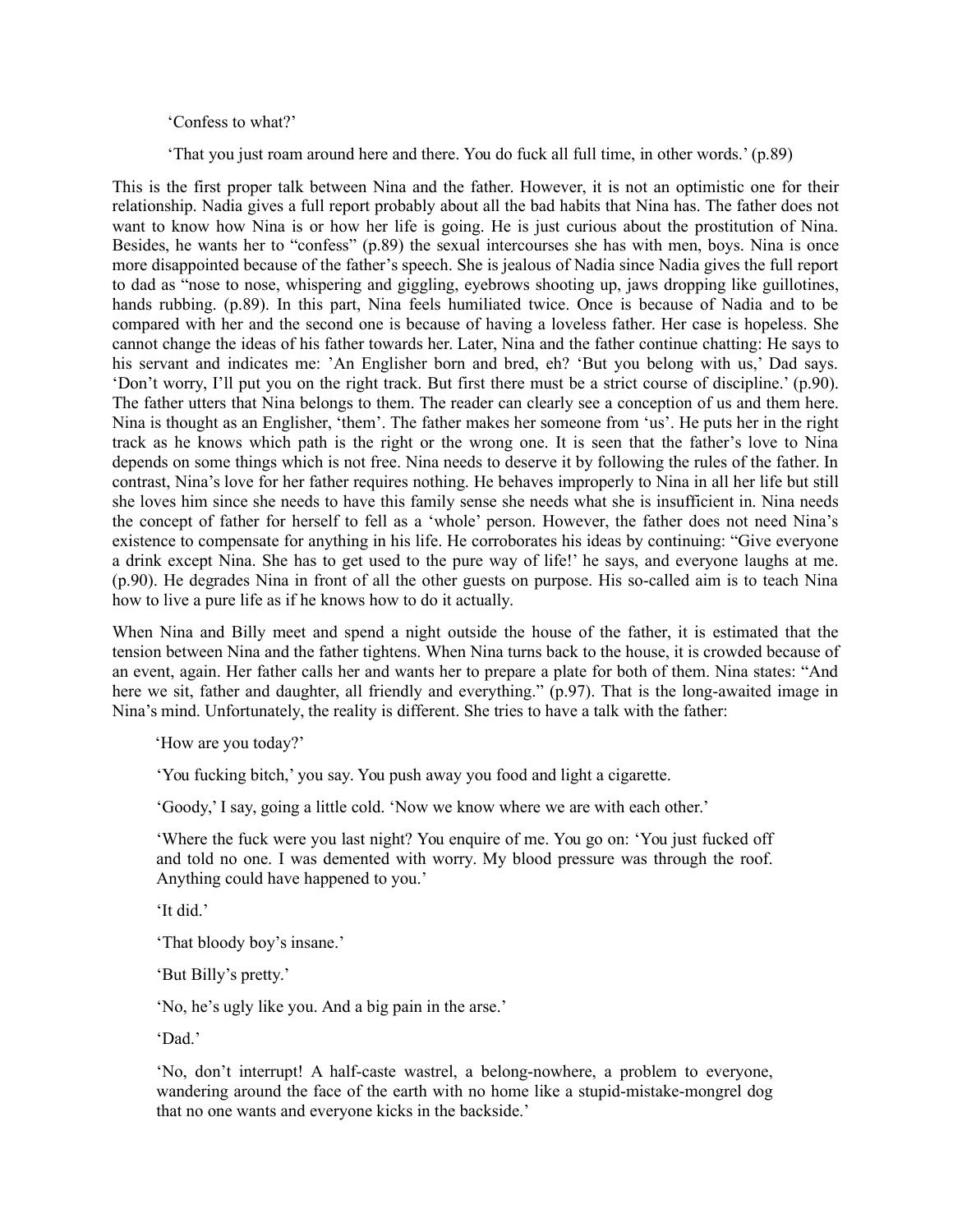'Confess to what?'

'That you just roam around here and there. You do fuck all full time, in other words.' (p.89)

This is the first proper talk between Nina and the father. However, it is not an optimistic one for their relationship. Nadia gives a full report probably about all the bad habits that Nina has. The father does not want to know how Nina is or how her life is going. He is just curious about the prostitution of Nina. Besides, he wants her to "confess" (p.89) the sexual intercourses she has with men, boys. Nina is once more disappointed because of the father's speech. She is jealous of Nadia since Nadia gives the full report to dad as "nose to nose, whispering and giggling, eyebrows shooting up, jaws dropping like guillotines, hands rubbing. (p.89). In this part, Nina feels humiliated twice. Once is because of Nadia and to be compared with her and the second one is because of having a loveless father. Her case is hopeless. She cannot change the ideas of his father towards her. Later, Nina and the father continue chatting: He says to his servant and indicates me: 'An Englisher born and bred, eh? 'But you belong with us,' Dad says. 'Don't worry, I'll put you on the right track. But first there must be a strict course of discipline.' (p.90). The father utters that Nina belongs to them. The reader can clearly see a conception of us and them here. Nina is thought as an Englisher, 'them'. The father makes her someone from 'us'. He puts her in the right track as he knows which path is the right or the wrong one. It is seen that the father's love to Nina depends on some things which is not free. Nina needs to deserve it by following the rules of the father. In contrast, Nina's love for her father requires nothing. He behaves improperly to Nina in all her life but still she loves him since she needs to have this family sense she needs what she is insufficient in. Nina needs the concept of father for herself to fell as a 'whole' person. However, the father does not need Nina's existence to compensate for anything in his life. He corroborates his ideas by continuing: "Give everyone a drink except Nina. She has to get used to the pure way of life!' he says, and everyone laughs at me. (p.90). He degrades Nina in front of all the other guests on purpose. His so-called aim is to teach Nina how to live a pure life as if he knows how to do it actually.

When Nina and Billy meet and spend a night outside the house of the father, it is estimated that the tension between Nina and the father tightens. When Nina turns back to the house, it is crowded because of an event, again. Her father calls her and wants her to prepare a plate for both of them. Nina states: "And here we sit, father and daughter, all friendly and everything." (p.97). That is the long-awaited image in Nina's mind. Unfortunately, the reality is different. She tries to have a talk with the father:

'How are you today?'

'You fucking bitch,' you say. You push away you food and light a cigarette.

'Goody,' I say, going a little cold. 'Now we know where we are with each other.'

'Where the fuck were you last night? You enquire of me. You go on: 'You just fucked off and told no one. I was demented with worry. My blood pressure was through the roof. Anything could have happened to you.'

'It did.'

'That bloody boy's insane.'

'But Billy's pretty.'

'No, he's ugly like you. And a big pain in the arse.'

'Dad.'

'No, don't interrupt! A half-caste wastrel, a belong-nowhere, a problem to everyone, wandering around the face of the earth with no home like a stupid-mistake-mongrel dog that no one wants and everyone kicks in the backside.'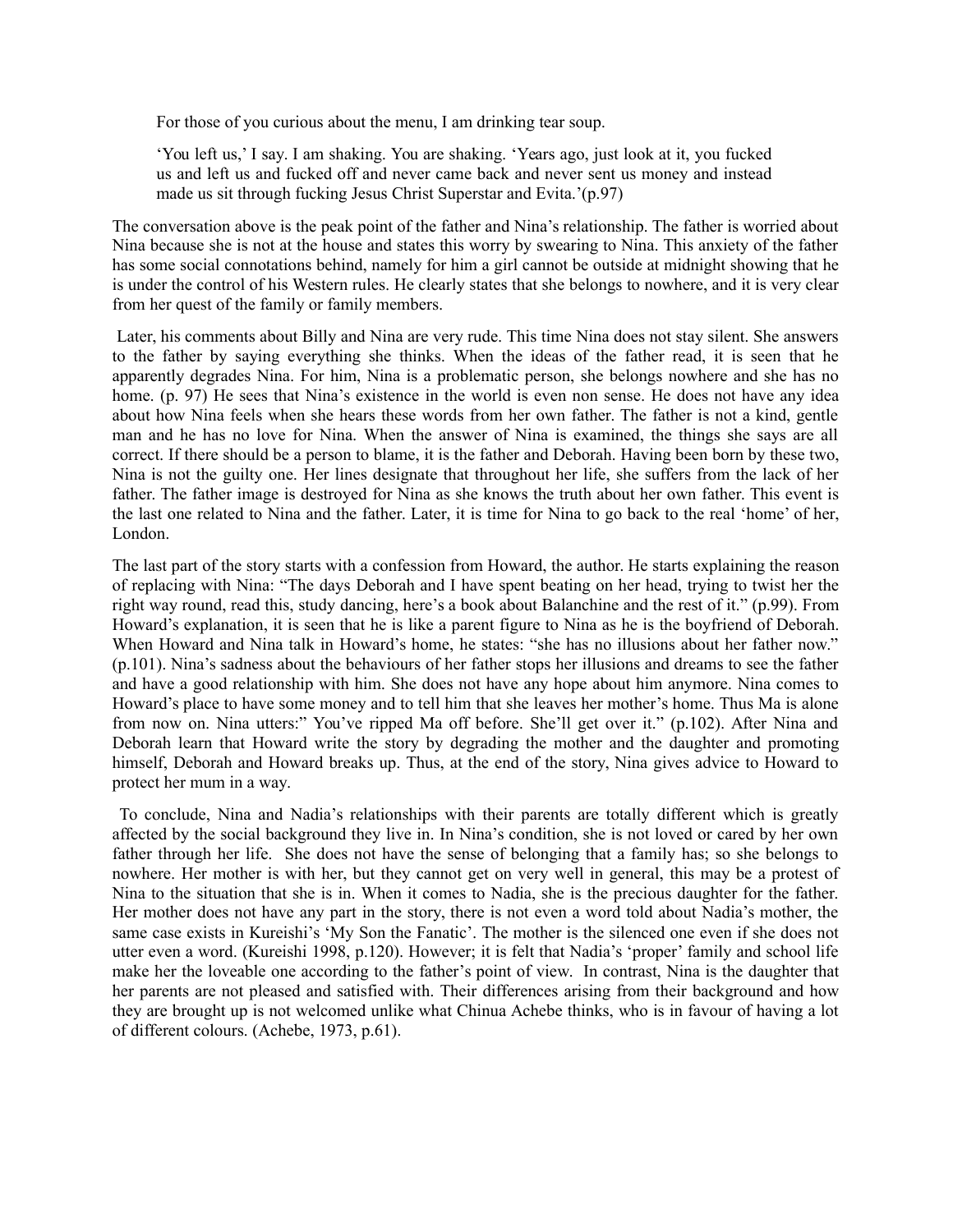> For those of you curious about the menu, I am drinking tear soup.
>
> 'You left us,' I say. I am shaking. You are shaking. 'Years ago, just look at it, you fucked us and left us and fucked off and never came back and never sent us money and instead made us sit through fucking Jesus Christ Superstar and Evita.'(p.97)

The conversation above is the peak point of the father and Nina's relationship. The father is worried about Nina because she is not at the house and states this worry by swearing to Nina. This anxiety of the father has some social connotations behind, namely for him a girl cannot be outside at midnight showing that he is under the control of his Western rules. He clearly states that she belongs to nowhere, and it is very clear from her quest of the family or family members.

Later, his comments about Billy and Nina are very rude. This time Nina does not stay silent. She answers to the father by saying everything she thinks. When the ideas of the father read, it is seen that he apparently degrades Nina. For him, Nina is a problematic person, she belongs nowhere and she has no home. (p. 97) He sees that Nina's existence in the world is even non sense. He does not have any idea about how Nina feels when she hears these words from her own father. The father is not a kind, gentle man and he has no love for Nina. When the answer of Nina is examined, the things she says are all correct. If there should be a person to blame, it is the father and Deborah. Having been born by these two, Nina is not the guilty one. Her lines designate that throughout her life, she suffers from the lack of her father. The father image is destroyed for Nina as she knows the truth about her own father. This event is the last one related to Nina and the father. Later, it is time for Nina to go back to the real 'home' of her, London.

The last part of the story starts with a confession from Howard, the author. He starts explaining the reason of replacing with Nina: "The days Deborah and I have spent beating on her head, trying to twist her the right way round, read this, study dancing, here's a book about Balanchine and the rest of it." (p.99). From Howard's explanation, it is seen that he is like a parent figure to Nina as he is the boyfriend of Deborah. When Howard and Nina talk in Howard's home, he states: "she has no illusions about her father now." (p.101). Nina's sadness about the behaviours of her father stops her illusions and dreams to see the father and have a good relationship with him. She does not have any hope about him anymore. Nina comes to Howard's place to have some money and to tell him that she leaves her mother's home. Thus Ma is alone from now on. Nina utters:" You've ripped Ma off before. She'll get over it." (p.102). After Nina and Deborah learn that Howard write the story by degrading the mother and the daughter and promoting himself, Deborah and Howard breaks up. Thus, at the end of the story, Nina gives advice to Howard to protect her mum in a way.

To conclude, Nina and Nadia's relationships with their parents are totally different which is greatly affected by the social background they live in. In Nina's condition, she is not loved or cared by her own father through her life. She does not have the sense of belonging that a family has; so she belongs to nowhere. Her mother is with her, but they cannot get on very well in general, this may be a protest of Nina to the situation that she is in. When it comes to Nadia, she is the precious daughter for the father. Her mother does not have any part in the story, there is not even a word told about Nadia's mother, the same case exists in Kureishi's 'My Son the Fanatic'. The mother is the silenced one even if she does not utter even a word. (Kureishi 1998, p.120). However; it is felt that Nadia's 'proper' family and school life make her the loveable one according to the father's point of view. In contrast, Nina is the daughter that her parents are not pleased and satisfied with. Their differences arising from their background and how they are brought up is not welcomed unlike what Chinua Achebe thinks, who is in favour of having a lot of different colours. (Achebe, 1973, p.61).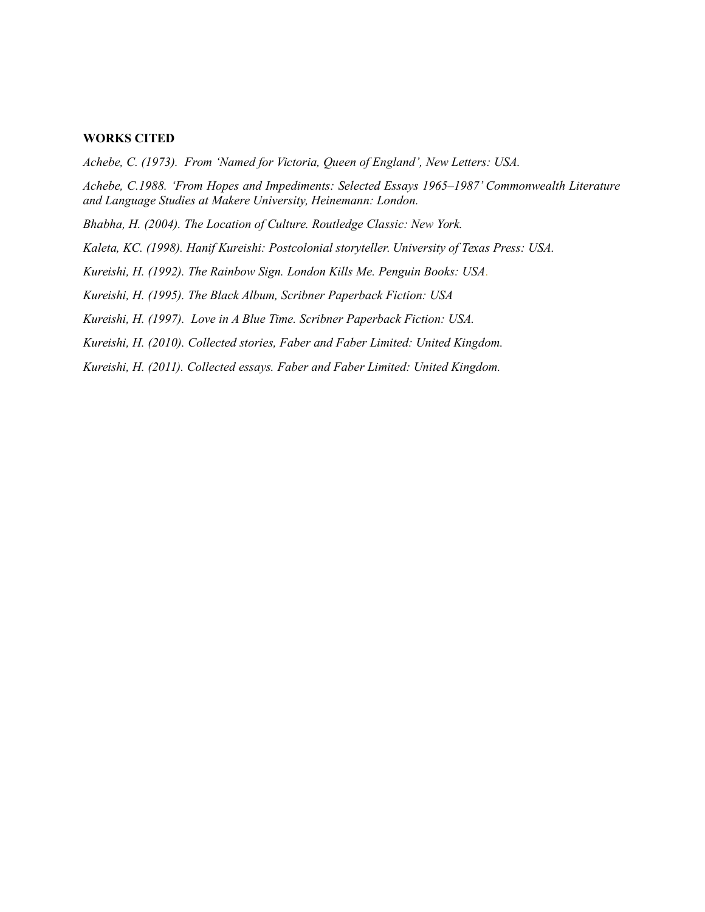**WORKS CITED**

*Achebe, C. (1973).  From 'Named for Victoria, Queen of England', New Letters: USA.*

*Achebe, C.1988. 'From Hopes and Impediments: Selected Essays 1965–1987' Commonwealth Literature and Language Studies at Makere University, Heinemann: London.*

*Bhabha, H. (2004). The Location of Culture. Routledge Classic: New York.*

*Kaleta, KC. (1998). Hanif Kureishi: Postcolonial storyteller. University of Texas Press: USA.*

*Kureishi, H. (1992). The Rainbow Sign. London Kills Me. Penguin Books: USA.*

*Kureishi, H. (1995). The Black Album, Scribner Paperback Fiction: USA*

*Kureishi, H. (1997).  Love in A Blue Time. Scribner Paperback Fiction: USA.*

*Kureishi, H. (2010). Collected stories, Faber and Faber Limited: United Kingdom.*

*Kureishi, H. (2011). Collected essays. Faber and Faber Limited: United Kingdom.*